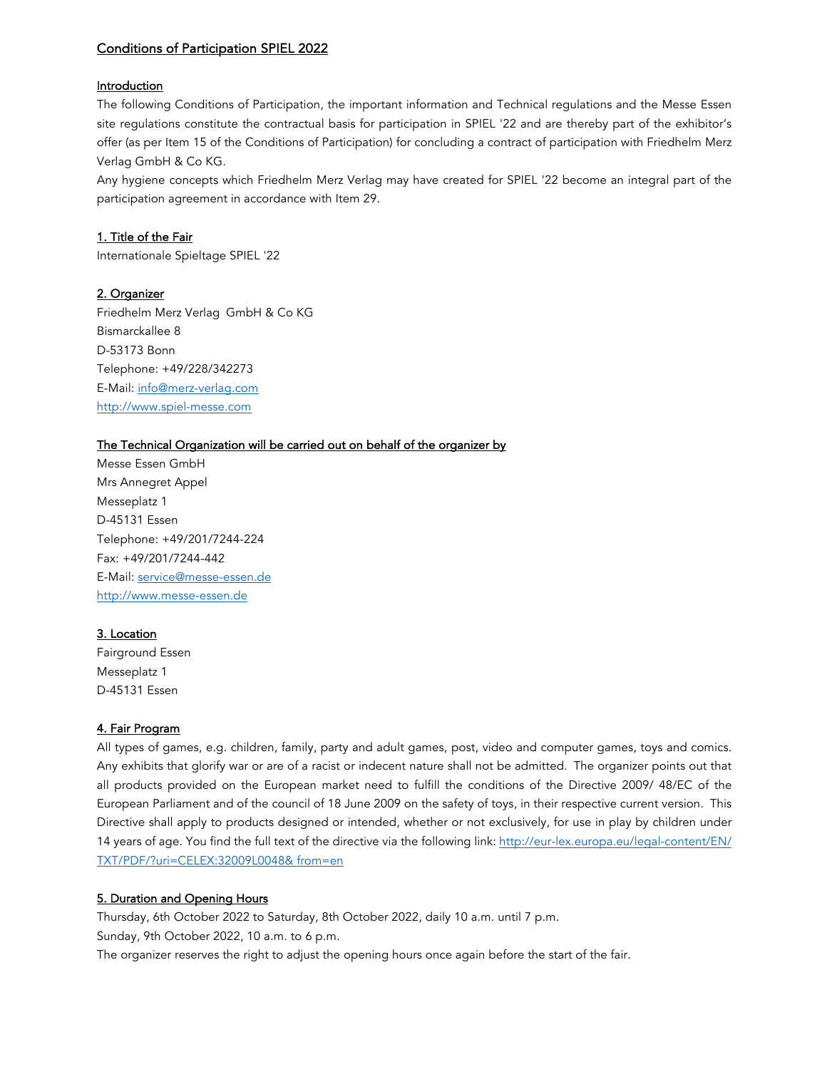# Conditions of Participation SPIEL 2022

## Introduction

The following Conditions of Participation, the important information and Technical regulations and the Messe Essen site regulations constitute the contractual basis for participation in SPIEL '22 and are thereby part of the exhibitor's offer (as per Item 15 of the Conditions of Participation) for concluding a contract of participation with Friedhelm Merz Verlag GmbH & Co KG.

Any hygiene concepts which Friedhelm Merz Verlag may have created for SPIEL '22 become an integral part of the participation agreement in accordance with Item 29.

## 1. Title of the Fair

Internationale Spieltage SPIEL '22

## 2. Organizer

Friedhelm Merz Verlag GmbH & Co KG
Bismarckallee 8
D-53173 Bonn
Telephone: +49/228/342273
E-Mail: info@merz-verlag.com
http://www.spiel-messe.com

## The Technical Organization will be carried out on behalf of the organizer by

Messe Essen GmbH
Mrs Annegret Appel
Messeplatz 1
D-45131 Essen
Telephone: +49/201/7244-224
Fax: +49/201/7244-442
E-Mail: service@messe-essen.de
http://www.messe-essen.de

## 3. Location

Fairground Essen
Messeplatz 1
D-45131 Essen

## 4. Fair Program

All types of games, e.g. children, family, party and adult games, post, video and computer games, toys and comics. Any exhibits that glorify war or are of a racist or indecent nature shall not be admitted. The organizer points out that all products provided on the European market need to fulfill the conditions of the Directive 2009/ 48/EC of the European Parliament and of the council of 18 June 2009 on the safety of toys, in their respective current version. This Directive shall apply to products designed or intended, whether or not exclusively, for use in play by children under 14 years of age. You find the full text of the directive via the following link: http://eur-lex.europa.eu/legal-content/EN/TXT/PDF/?uri=CELEX:32009L0048& from=en

## 5. Duration and Opening Hours

Thursday, 6th October 2022 to Saturday, 8th October 2022, daily 10 a.m. until 7 p.m.
Sunday, 9th October 2022, 10 a.m. to 6 p.m.
The organizer reserves the right to adjust the opening hours once again before the start of the fair.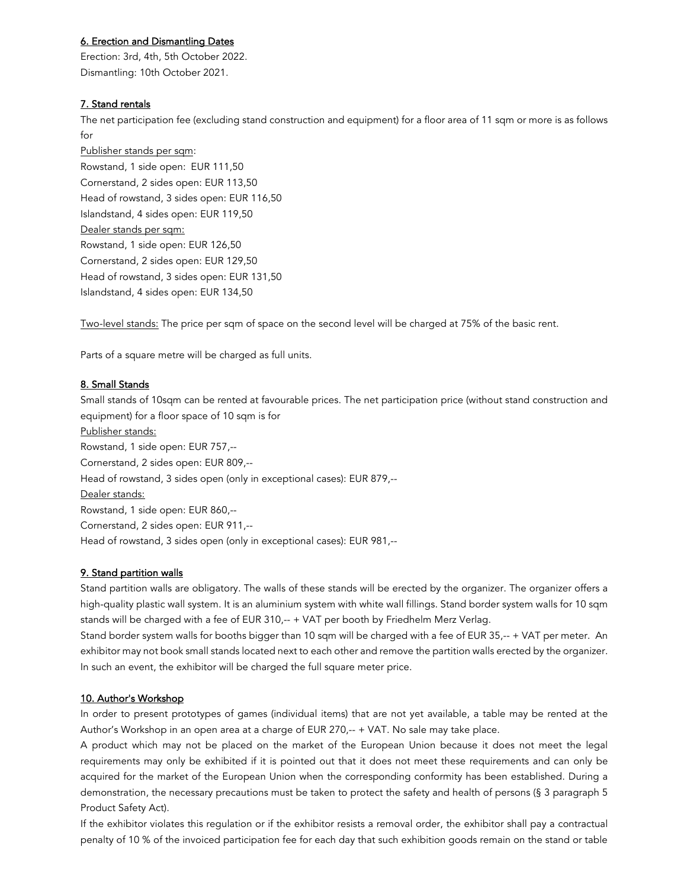## 6. Erection and Dismantling Dates

Erection: 3rd, 4th, 5th October 2022.
Dismantling: 10th October 2021.

## 7. Stand rentals

The net participation fee (excluding stand construction and equipment) for a floor area of 11 sqm or more is as follows for

Publisher stands per sqm:
Rowstand, 1 side open: EUR 111,50
Cornerstand, 2 sides open: EUR 113,50
Head of rowstand, 3 sides open: EUR 116,50
Islandstand, 4 sides open: EUR 119,50

Dealer stands per sqm:
Rowstand, 1 side open: EUR 126,50
Cornerstand, 2 sides open: EUR 129,50
Head of rowstand, 3 sides open: EUR 131,50
Islandstand, 4 sides open: EUR 134,50

Two-level stands: The price per sqm of space on the second level will be charged at 75% of the basic rent.

Parts of a square metre will be charged as full units.

## 8. Small Stands

Small stands of 10sqm can be rented at favourable prices. The net participation price (without stand construction and equipment) for a floor space of 10 sqm is for

Publisher stands:
Rowstand, 1 side open: EUR 757,--
Cornerstand, 2 sides open: EUR 809,--
Head of rowstand, 3 sides open (only in exceptional cases): EUR 879,--

Dealer stands:
Rowstand, 1 side open: EUR 860,--
Cornerstand, 2 sides open: EUR 911,--
Head of rowstand, 3 sides open (only in exceptional cases): EUR 981,--

## 9. Stand partition walls

Stand partition walls are obligatory. The walls of these stands will be erected by the organizer. The organizer offers a high-quality plastic wall system. It is an aluminium system with white wall fillings. Stand border system walls for 10 sqm stands will be charged with a fee of EUR 310,-- + VAT per booth by Friedhelm Merz Verlag.
Stand border system walls for booths bigger than 10 sqm will be charged with a fee of EUR 35,-- + VAT per meter. An exhibitor may not book small stands located next to each other and remove the partition walls erected by the organizer. In such an event, the exhibitor will be charged the full square meter price.

## 10. Author's Workshop

In order to present prototypes of games (individual items) that are not yet available, a table may be rented at the Author's Workshop in an open area at a charge of EUR 270,-- + VAT. No sale may take place.
A product which may not be placed on the market of the European Union because it does not meet the legal requirements may only be exhibited if it is pointed out that it does not meet these requirements and can only be acquired for the market of the European Union when the corresponding conformity has been established. During a demonstration, the necessary precautions must be taken to protect the safety and health of persons (§ 3 paragraph 5 Product Safety Act).
If the exhibitor violates this regulation or if the exhibitor resists a removal order, the exhibitor shall pay a contractual penalty of 10 % of the invoiced participation fee for each day that such exhibition goods remain on the stand or table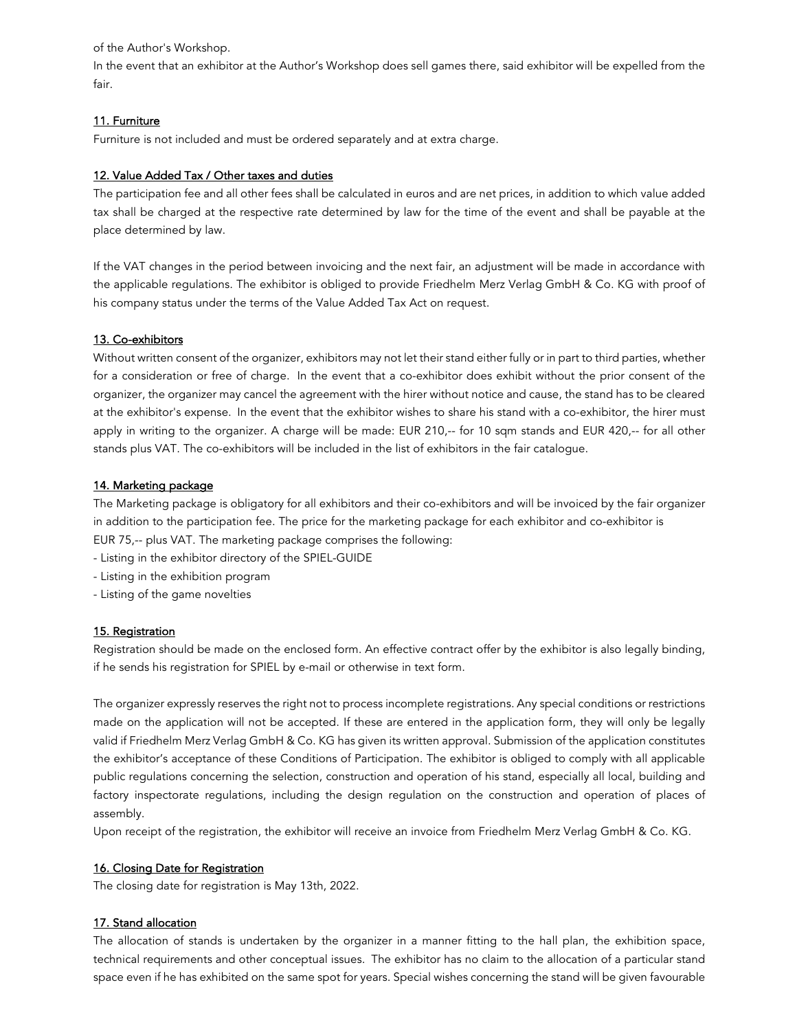of the Author's Workshop.

In the event that an exhibitor at the Author's Workshop does sell games there, said exhibitor will be expelled from the fair.

## 11. Furniture

Furniture is not included and must be ordered separately and at extra charge.

## 12. Value Added Tax / Other taxes and duties

The participation fee and all other fees shall be calculated in euros and are net prices, in addition to which value added tax shall be charged at the respective rate determined by law for the time of the event and shall be payable at the place determined by law.

If the VAT changes in the period between invoicing and the next fair, an adjustment will be made in accordance with the applicable regulations. The exhibitor is obliged to provide Friedhelm Merz Verlag GmbH & Co. KG with proof of his company status under the terms of the Value Added Tax Act on request.

## 13. Co-exhibitors

Without written consent of the organizer, exhibitors may not let their stand either fully or in part to third parties, whether for a consideration or free of charge. In the event that a co-exhibitor does exhibit without the prior consent of the organizer, the organizer may cancel the agreement with the hirer without notice and cause, the stand has to be cleared at the exhibitor's expense. In the event that the exhibitor wishes to share his stand with a co-exhibitor, the hirer must apply in writing to the organizer. A charge will be made: EUR 210,-- for 10 sqm stands and EUR 420,-- for all other stands plus VAT. The co-exhibitors will be included in the list of exhibitors in the fair catalogue.

## 14. Marketing package

The Marketing package is obligatory for all exhibitors and their co-exhibitors and will be invoiced by the fair organizer in addition to the participation fee. The price for the marketing package for each exhibitor and co-exhibitor is EUR 75,-- plus VAT. The marketing package comprises the following:

- Listing in the exhibitor directory of the SPIEL-GUIDE
- Listing in the exhibition program
- Listing of the game novelties

## 15. Registration

Registration should be made on the enclosed form. An effective contract offer by the exhibitor is also legally binding, if he sends his registration for SPIEL by e-mail or otherwise in text form.

The organizer expressly reserves the right not to process incomplete registrations. Any special conditions or restrictions made on the application will not be accepted. If these are entered in the application form, they will only be legally valid if Friedhelm Merz Verlag GmbH & Co. KG has given its written approval. Submission of the application constitutes the exhibitor's acceptance of these Conditions of Participation. The exhibitor is obliged to comply with all applicable public regulations concerning the selection, construction and operation of his stand, especially all local, building and factory inspectorate regulations, including the design regulation on the construction and operation of places of assembly.

Upon receipt of the registration, the exhibitor will receive an invoice from Friedhelm Merz Verlag GmbH & Co. KG.

## 16. Closing Date for Registration

The closing date for registration is May 13th, 2022.

## 17. Stand allocation

The allocation of stands is undertaken by the organizer in a manner fitting to the hall plan, the exhibition space, technical requirements and other conceptual issues. The exhibitor has no claim to the allocation of a particular stand space even if he has exhibited on the same spot for years. Special wishes concerning the stand will be given favourable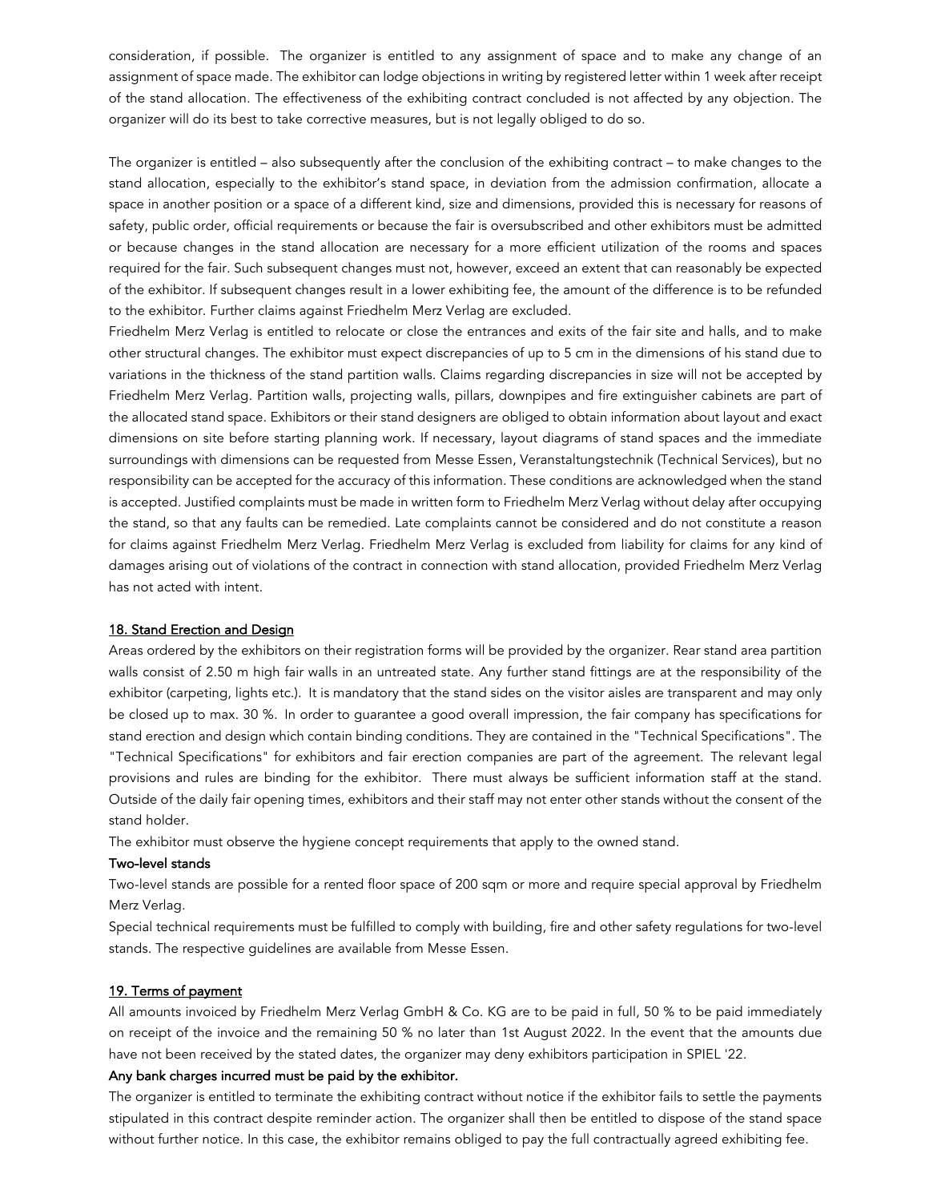consideration, if possible. The organizer is entitled to any assignment of space and to make any change of an assignment of space made. The exhibitor can lodge objections in writing by registered letter within 1 week after receipt of the stand allocation. The effectiveness of the exhibiting contract concluded is not affected by any objection. The organizer will do its best to take corrective measures, but is not legally obliged to do so.

The organizer is entitled – also subsequently after the conclusion of the exhibiting contract – to make changes to the stand allocation, especially to the exhibitor's stand space, in deviation from the admission confirmation, allocate a space in another position or a space of a different kind, size and dimensions, provided this is necessary for reasons of safety, public order, official requirements or because the fair is oversubscribed and other exhibitors must be admitted or because changes in the stand allocation are necessary for a more efficient utilization of the rooms and spaces required for the fair. Such subsequent changes must not, however, exceed an extent that can reasonably be expected of the exhibitor. If subsequent changes result in a lower exhibiting fee, the amount of the difference is to be refunded to the exhibitor. Further claims against Friedhelm Merz Verlag are excluded.

Friedhelm Merz Verlag is entitled to relocate or close the entrances and exits of the fair site and halls, and to make other structural changes. The exhibitor must expect discrepancies of up to 5 cm in the dimensions of his stand due to variations in the thickness of the stand partition walls. Claims regarding discrepancies in size will not be accepted by Friedhelm Merz Verlag. Partition walls, projecting walls, pillars, downpipes and fire extinguisher cabinets are part of the allocated stand space. Exhibitors or their stand designers are obliged to obtain information about layout and exact dimensions on site before starting planning work. If necessary, layout diagrams of stand spaces and the immediate surroundings with dimensions can be requested from Messe Essen, Veranstaltungstechnik (Technical Services), but no responsibility can be accepted for the accuracy of this information. These conditions are acknowledged when the stand is accepted. Justified complaints must be made in written form to Friedhelm Merz Verlag without delay after occupying the stand, so that any faults can be remedied. Late complaints cannot be considered and do not constitute a reason for claims against Friedhelm Merz Verlag. Friedhelm Merz Verlag is excluded from liability for claims for any kind of damages arising out of violations of the contract in connection with stand allocation, provided Friedhelm Merz Verlag has not acted with intent.

## 18. Stand Erection and Design

Areas ordered by the exhibitors on their registration forms will be provided by the organizer. Rear stand area partition walls consist of 2.50 m high fair walls in an untreated state. Any further stand fittings are at the responsibility of the exhibitor (carpeting, lights etc.). It is mandatory that the stand sides on the visitor aisles are transparent and may only be closed up to max. 30 %. In order to guarantee a good overall impression, the fair company has specifications for stand erection and design which contain binding conditions. They are contained in the "Technical Specifications". The "Technical Specifications" for exhibitors and fair erection companies are part of the agreement. The relevant legal provisions and rules are binding for the exhibitor. There must always be sufficient information staff at the stand. Outside of the daily fair opening times, exhibitors and their staff may not enter other stands without the consent of the stand holder.

The exhibitor must observe the hygiene concept requirements that apply to the owned stand.

**Two-level stands**

Two-level stands are possible for a rented floor space of 200 sqm or more and require special approval by Friedhelm Merz Verlag.

Special technical requirements must be fulfilled to comply with building, fire and other safety regulations for two-level stands. The respective guidelines are available from Messe Essen.

## 19. Terms of payment

All amounts invoiced by Friedhelm Merz Verlag GmbH & Co. KG are to be paid in full, 50 % to be paid immediately on receipt of the invoice and the remaining 50 % no later than 1st August 2022. In the event that the amounts due have not been received by the stated dates, the organizer may deny exhibitors participation in SPIEL '22.

**Any bank charges incurred must be paid by the exhibitor.**

The organizer is entitled to terminate the exhibiting contract without notice if the exhibitor fails to settle the payments stipulated in this contract despite reminder action. The organizer shall then be entitled to dispose of the stand space without further notice. In this case, the exhibitor remains obliged to pay the full contractually agreed exhibiting fee.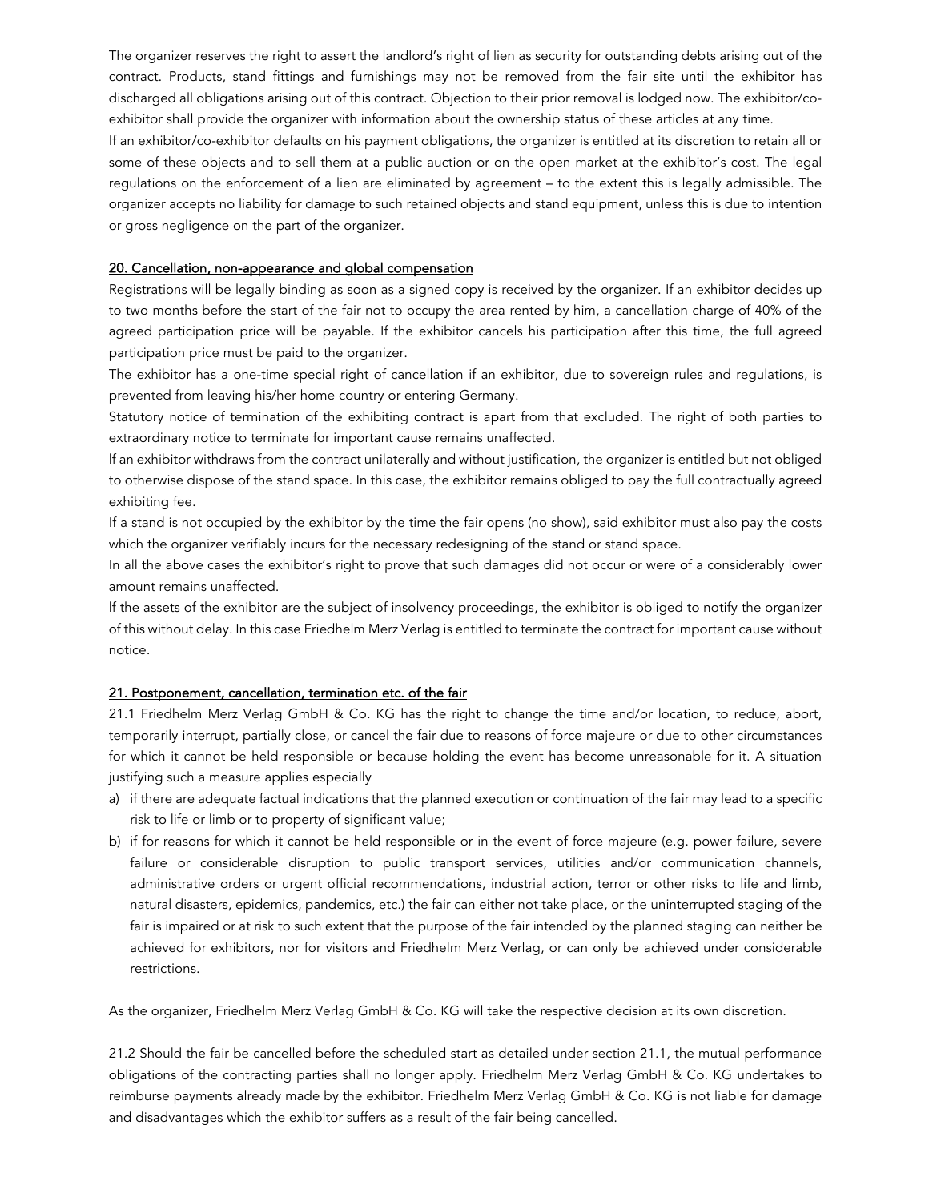The organizer reserves the right to assert the landlord's right of lien as security for outstanding debts arising out of the contract. Products, stand fittings and furnishings may not be removed from the fair site until the exhibitor has discharged all obligations arising out of this contract. Objection to their prior removal is lodged now. The exhibitor/co-exhibitor shall provide the organizer with information about the ownership status of these articles at any time.
If an exhibitor/co-exhibitor defaults on his payment obligations, the organizer is entitled at its discretion to retain all or some of these objects and to sell them at a public auction or on the open market at the exhibitor's cost. The legal regulations on the enforcement of a lien are eliminated by agreement – to the extent this is legally admissible. The organizer accepts no liability for damage to such retained objects and stand equipment, unless this is due to intention or gross negligence on the part of the organizer.

## 20. Cancellation, non-appearance and global compensation

Registrations will be legally binding as soon as a signed copy is received by the organizer. If an exhibitor decides up to two months before the start of the fair not to occupy the area rented by him, a cancellation charge of 40% of the agreed participation price will be payable. If the exhibitor cancels his participation after this time, the full agreed participation price must be paid to the organizer.
The exhibitor has a one-time special right of cancellation if an exhibitor, due to sovereign rules and regulations, is prevented from leaving his/her home country or entering Germany.
Statutory notice of termination of the exhibiting contract is apart from that excluded. The right of both parties to extraordinary notice to terminate for important cause remains unaffected.
If an exhibitor withdraws from the contract unilaterally and without justification, the organizer is entitled but not obliged to otherwise dispose of the stand space. In this case, the exhibitor remains obliged to pay the full contractually agreed exhibiting fee.
If a stand is not occupied by the exhibitor by the time the fair opens (no show), said exhibitor must also pay the costs which the organizer verifiably incurs for the necessary redesigning of the stand or stand space.
In all the above cases the exhibitor's right to prove that such damages did not occur or were of a considerably lower amount remains unaffected.
If the assets of the exhibitor are the subject of insolvency proceedings, the exhibitor is obliged to notify the organizer of this without delay. In this case Friedhelm Merz Verlag is entitled to terminate the contract for important cause without notice.

## 21. Postponement, cancellation, termination etc. of the fair

21.1 Friedhelm Merz Verlag GmbH & Co. KG has the right to change the time and/or location, to reduce, abort, temporarily interrupt, partially close, or cancel the fair due to reasons of force majeure or due to other circumstances for which it cannot be held responsible or because holding the event has become unreasonable for it. A situation justifying such a measure applies especially

a) if there are adequate factual indications that the planned execution or continuation of the fair may lead to a specific risk to life or limb or to property of significant value;
b) if for reasons for which it cannot be held responsible or in the event of force majeure (e.g. power failure, severe failure or considerable disruption to public transport services, utilities and/or communication channels, administrative orders or urgent official recommendations, industrial action, terror or other risks to life and limb, natural disasters, epidemics, pandemics, etc.) the fair can either not take place, or the uninterrupted staging of the fair is impaired or at risk to such extent that the purpose of the fair intended by the planned staging can neither be achieved for exhibitors, nor for visitors and Friedhelm Merz Verlag, or can only be achieved under considerable restrictions.

As the organizer, Friedhelm Merz Verlag GmbH & Co. KG will take the respective decision at its own discretion.

21.2 Should the fair be cancelled before the scheduled start as detailed under section 21.1, the mutual performance obligations of the contracting parties shall no longer apply. Friedhelm Merz Verlag GmbH & Co. KG undertakes to reimburse payments already made by the exhibitor. Friedhelm Merz Verlag GmbH & Co. KG is not liable for damage and disadvantages which the exhibitor suffers as a result of the fair being cancelled.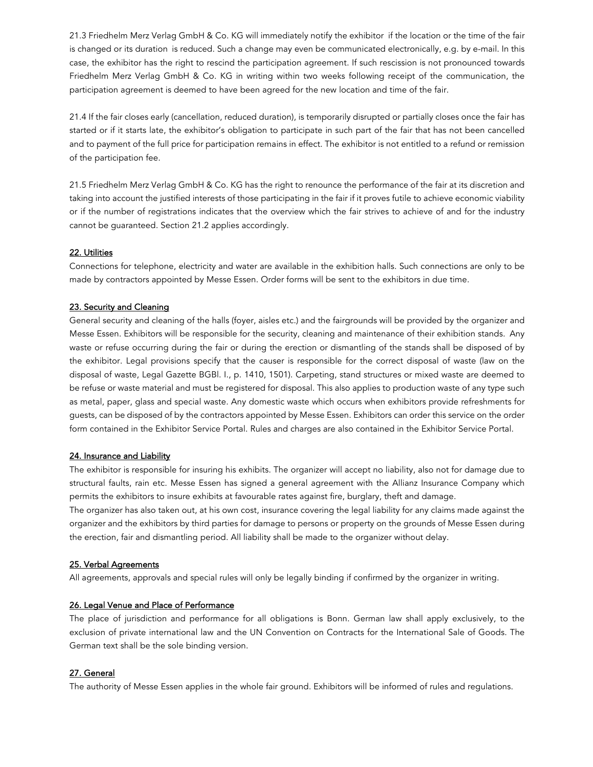21.3 Friedhelm Merz Verlag GmbH & Co. KG will immediately notify the exhibitor if the location or the time of the fair is changed or its duration is reduced. Such a change may even be communicated electronically, e.g. by e-mail. In this case, the exhibitor has the right to rescind the participation agreement. If such rescission is not pronounced towards Friedhelm Merz Verlag GmbH & Co. KG in writing within two weeks following receipt of the communication, the participation agreement is deemed to have been agreed for the new location and time of the fair.

21.4 If the fair closes early (cancellation, reduced duration), is temporarily disrupted or partially closes once the fair has started or if it starts late, the exhibitor's obligation to participate in such part of the fair that has not been cancelled and to payment of the full price for participation remains in effect. The exhibitor is not entitled to a refund or remission of the participation fee.

21.5 Friedhelm Merz Verlag GmbH & Co. KG has the right to renounce the performance of the fair at its discretion and taking into account the justified interests of those participating in the fair if it proves futile to achieve economic viability or if the number of registrations indicates that the overview which the fair strives to achieve of and for the industry cannot be guaranteed. Section 21.2 applies accordingly.

## 22. Utilities

Connections for telephone, electricity and water are available in the exhibition halls. Such connections are only to be made by contractors appointed by Messe Essen. Order forms will be sent to the exhibitors in due time.

## 23. Security and Cleaning

General security and cleaning of the halls (foyer, aisles etc.) and the fairgrounds will be provided by the organizer and Messe Essen. Exhibitors will be responsible for the security, cleaning and maintenance of their exhibition stands. Any waste or refuse occurring during the fair or during the erection or dismantling of the stands shall be disposed of by the exhibitor. Legal provisions specify that the causer is responsible for the correct disposal of waste (law on the disposal of waste, Legal Gazette BGBl. I., p. 1410, 1501). Carpeting, stand structures or mixed waste are deemed to be refuse or waste material and must be registered for disposal. This also applies to production waste of any type such as metal, paper, glass and special waste. Any domestic waste which occurs when exhibitors provide refreshments for guests, can be disposed of by the contractors appointed by Messe Essen. Exhibitors can order this service on the order form contained in the Exhibitor Service Portal. Rules and charges are also contained in the Exhibitor Service Portal.

## 24. Insurance and Liability

The exhibitor is responsible for insuring his exhibits. The organizer will accept no liability, also not for damage due to structural faults, rain etc. Messe Essen has signed a general agreement with the Allianz Insurance Company which permits the exhibitors to insure exhibits at favourable rates against fire, burglary, theft and damage.

The organizer has also taken out, at his own cost, insurance covering the legal liability for any claims made against the organizer and the exhibitors by third parties for damage to persons or property on the grounds of Messe Essen during the erection, fair and dismantling period. All liability shall be made to the organizer without delay.

## 25. Verbal Agreements

All agreements, approvals and special rules will only be legally binding if confirmed by the organizer in writing.

## 26. Legal Venue and Place of Performance

The place of jurisdiction and performance for all obligations is Bonn. German law shall apply exclusively, to the exclusion of private international law and the UN Convention on Contracts for the International Sale of Goods. The German text shall be the sole binding version.

## 27. General

The authority of Messe Essen applies in the whole fair ground. Exhibitors will be informed of rules and regulations.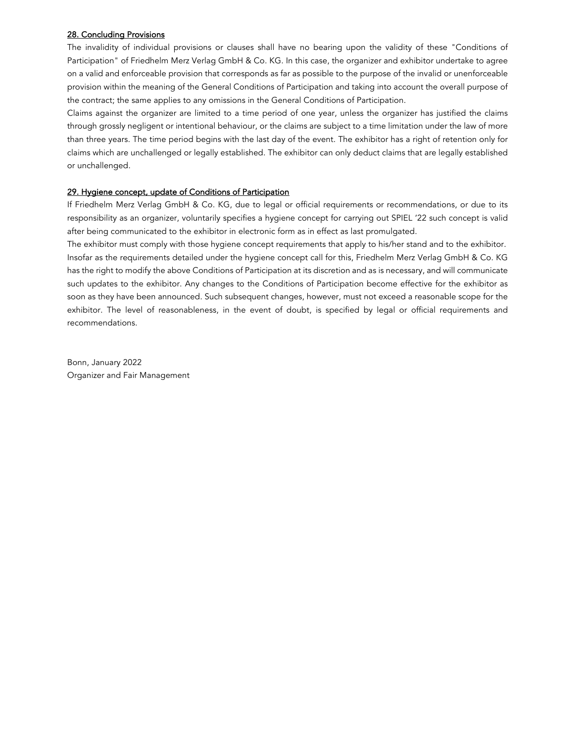<u>28. Concluding Provisions</u>

The invalidity of individual provisions or clauses shall have no bearing upon the validity of these "Conditions of Participation" of Friedhelm Merz Verlag GmbH & Co. KG. In this case, the organizer and exhibitor undertake to agree on a valid and enforceable provision that corresponds as far as possible to the purpose of the invalid or unenforceable provision within the meaning of the General Conditions of Participation and taking into account the overall purpose of the contract; the same applies to any omissions in the General Conditions of Participation.

Claims against the organizer are limited to a time period of one year, unless the organizer has justified the claims through grossly negligent or intentional behaviour, or the claims are subject to a time limitation under the law of more than three years. The time period begins with the last day of the event. The exhibitor has a right of retention only for claims which are unchallenged or legally established. The exhibitor can only deduct claims that are legally established or unchallenged.

<u>29. Hygiene concept, update of Conditions of Participation</u>

If Friedhelm Merz Verlag GmbH & Co. KG, due to legal or official requirements or recommendations, or due to its responsibility as an organizer, voluntarily specifies a hygiene concept for carrying out SPIEL '22 such concept is valid after being communicated to the exhibitor in electronic form as in effect as last promulgated.

The exhibitor must comply with those hygiene concept requirements that apply to his/her stand and to the exhibitor. Insofar as the requirements detailed under the hygiene concept call for this, Friedhelm Merz Verlag GmbH & Co. KG has the right to modify the above Conditions of Participation at its discretion and as is necessary, and will communicate such updates to the exhibitor. Any changes to the Conditions of Participation become effective for the exhibitor as soon as they have been announced. Such subsequent changes, however, must not exceed a reasonable scope for the exhibitor. The level of reasonableness, in the event of doubt, is specified by legal or official requirements and recommendations.

Bonn, January 2022
Organizer and Fair Management